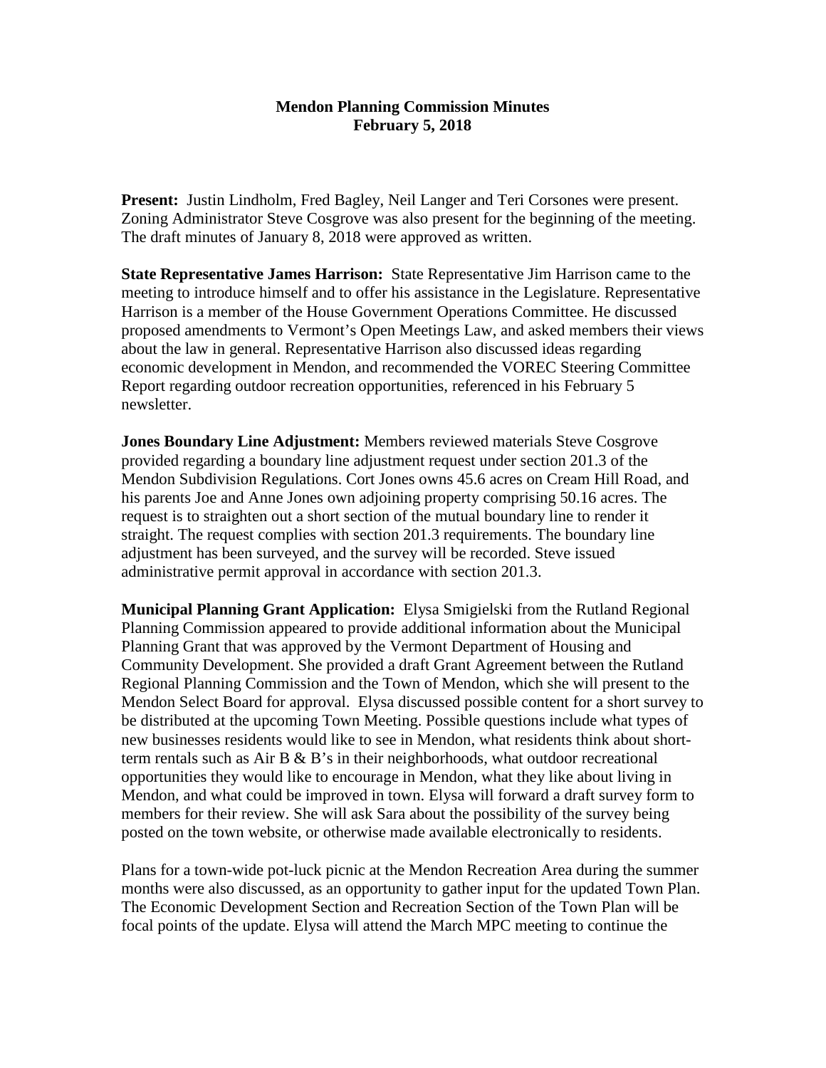# Mendon Planning Commission Minutes
## February 5, 2018

**Present:** Justin Lindholm, Fred Bagley, Neil Langer and Teri Corsones were present. Zoning Administrator Steve Cosgrove was also present for the beginning of the meeting. The draft minutes of January 8, 2018 were approved as written.

**State Representative James Harrison:** State Representative Jim Harrison came to the meeting to introduce himself and to offer his assistance in the Legislature. Representative Harrison is a member of the House Government Operations Committee. He discussed proposed amendments to Vermont's Open Meetings Law, and asked members their views about the law in general. Representative Harrison also discussed ideas regarding economic development in Mendon, and recommended the VOREC Steering Committee Report regarding outdoor recreation opportunities, referenced in his February 5 newsletter.

**Jones Boundary Line Adjustment:** Members reviewed materials Steve Cosgrove provided regarding a boundary line adjustment request under section 201.3 of the Mendon Subdivision Regulations. Cort Jones owns 45.6 acres on Cream Hill Road, and his parents Joe and Anne Jones own adjoining property comprising 50.16 acres. The request is to straighten out a short section of the mutual boundary line to render it straight. The request complies with section 201.3 requirements. The boundary line adjustment has been surveyed, and the survey will be recorded. Steve issued administrative permit approval in accordance with section 201.3.

**Municipal Planning Grant Application:** Elysa Smigielski from the Rutland Regional Planning Commission appeared to provide additional information about the Municipal Planning Grant that was approved by the Vermont Department of Housing and Community Development. She provided a draft Grant Agreement between the Rutland Regional Planning Commission and the Town of Mendon, which she will present to the Mendon Select Board for approval. Elysa discussed possible content for a short survey to be distributed at the upcoming Town Meeting. Possible questions include what types of new businesses residents would like to see in Mendon, what residents think about short-term rentals such as Air B & B's in their neighborhoods, what outdoor recreational opportunities they would like to encourage in Mendon, what they like about living in Mendon, and what could be improved in town. Elysa will forward a draft survey form to members for their review. She will ask Sara about the possibility of the survey being posted on the town website, or otherwise made available electronically to residents.

Plans for a town-wide pot-luck picnic at the Mendon Recreation Area during the summer months were also discussed, as an opportunity to gather input for the updated Town Plan. The Economic Development Section and Recreation Section of the Town Plan will be focal points of the update. Elysa will attend the March MPC meeting to continue the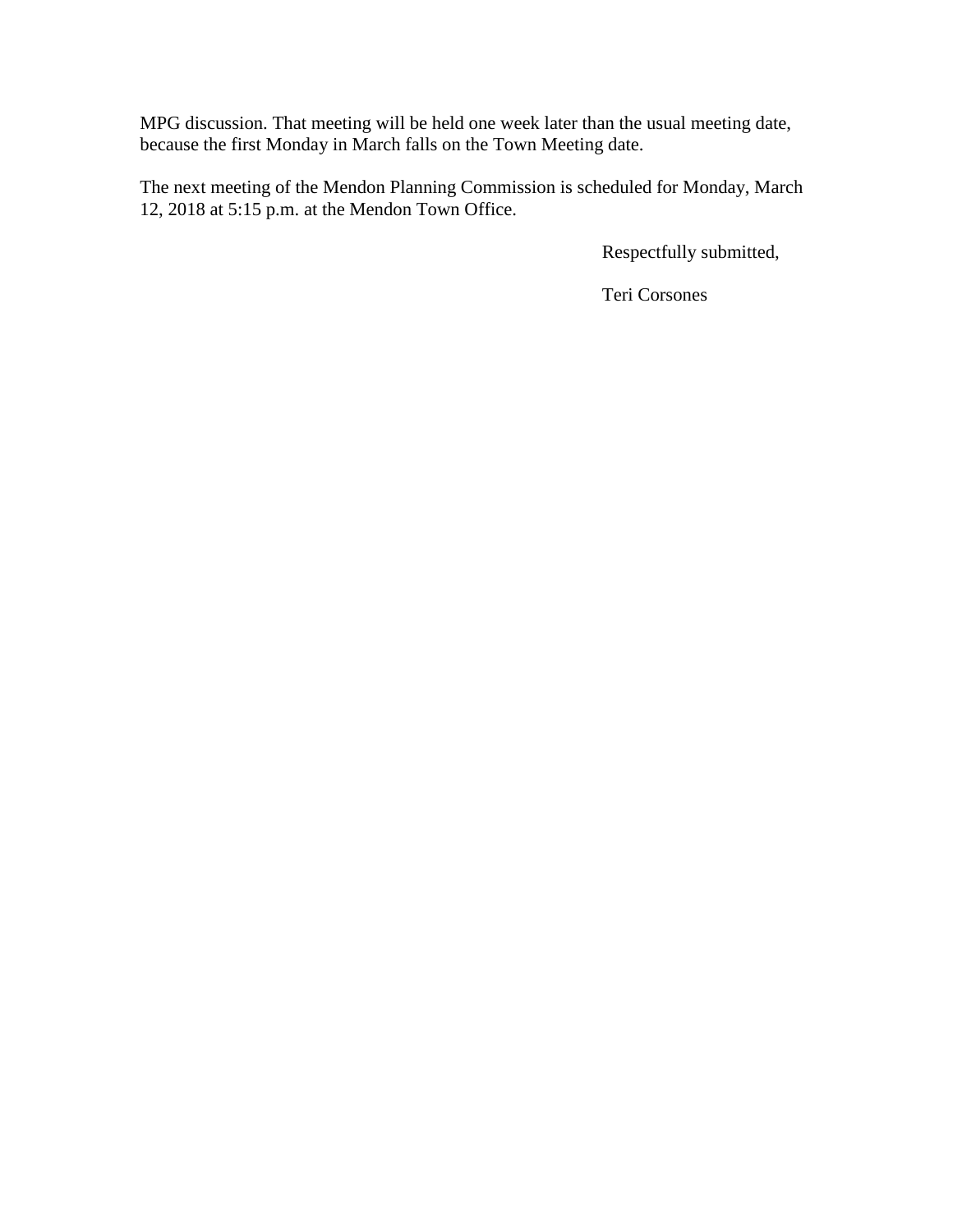MPG discussion. That meeting will be held one week later than the usual meeting date, because the first Monday in March falls on the Town Meeting date.

The next meeting of the Mendon Planning Commission is scheduled for Monday, March 12, 2018 at 5:15 p.m. at the Mendon Town Office.

Respectfully submitted,

Teri Corsones